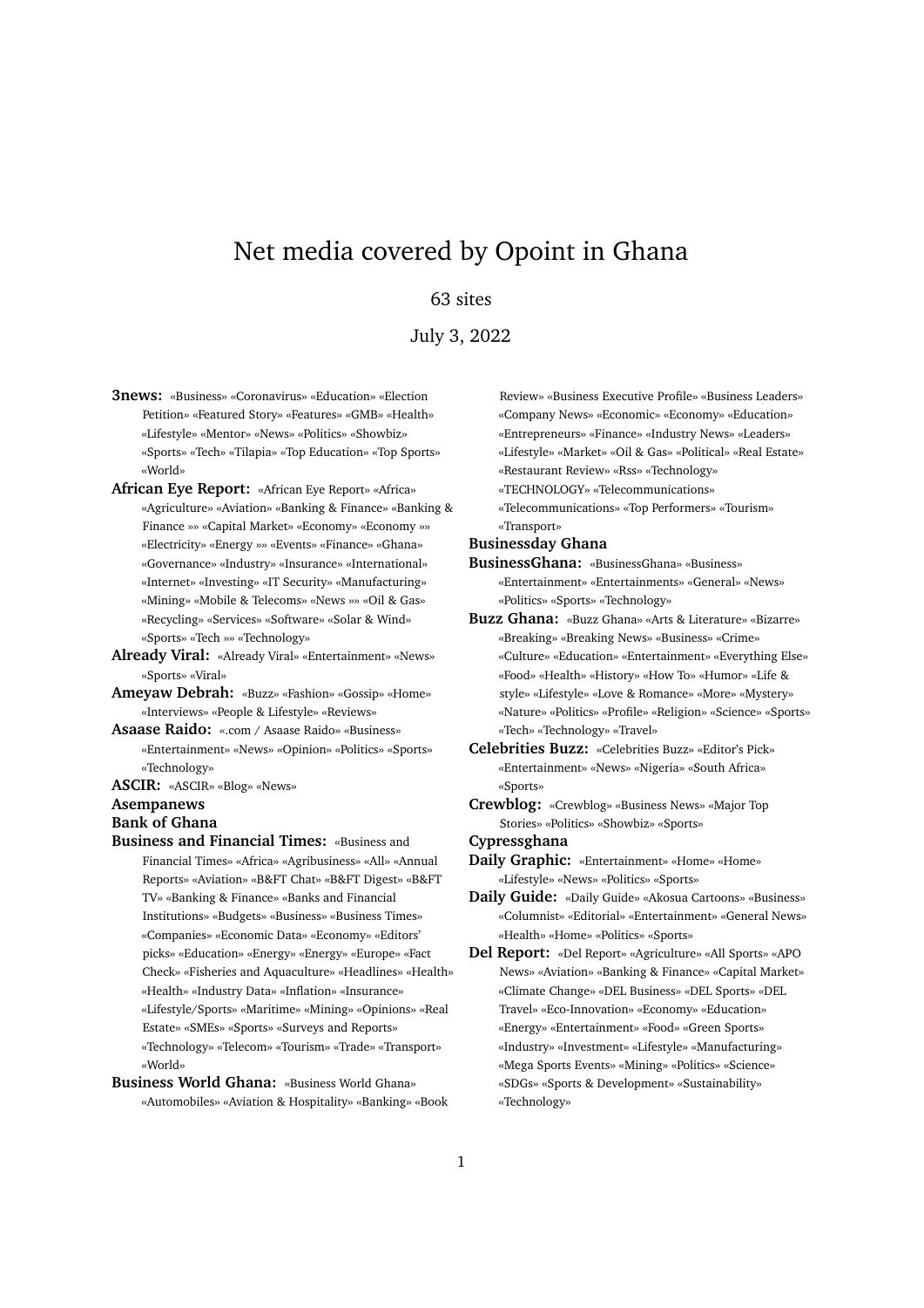# Net media covered by Opoint in Ghana

63 sites

July 3, 2022

**3news:** «Business» «Coronavirus» «Education» «Election Petition» «Featured Story» «Features» «GMB» «Health» «Lifestyle» «Mentor» «News» «Politics» «Showbiz» «Sports» «Tech» «Tilapia» «Top Education» «Top Sports» «World»

**African Eye Report:** «African Eye Report» «Africa» «Agriculture» «Aviation» «Banking & Finance» «Banking & Finance »» «Capital Market» «Economy» «Economy »» «Electricity» «Energy »» «Events» «Finance» «Ghana» «Governance» «Industry» «Insurance» «International» «Internet» «Investing» «IT Security» «Manufacturing» «Mining» «Mobile & Telecoms» «News »» «Oil & Gas» «Recycling» «Services» «Software» «Solar & Wind» «Sports» «Tech »» «Technology»

**Already Viral:** «Already Viral» «Entertainment» «News» «Sports» «Viral»

**Ameyaw Debrah:** «Buzz» «Fashion» «Gossip» «Home» «Interviews» «People & Lifestyle» «Reviews»

**Asaase Raido:** «.com / Asaase Raido» «Business» «Entertainment» «News» «Opinion» «Politics» «Sports» «Technology»

**ASCIR:** «ASCIR» «Blog» «News»

**Asempanews**

**Bank of Ghana**

**Business and Financial Times:** «Business and Financial Times» «Africa» «Agribusiness» «All» «Annual Reports» «Aviation» «B&FT Chat» «B&FT Digest» «B&FT TV» «Banking & Finance» «Banks and Financial Institutions» «Budgets» «Business» «Business Times» «Companies» «Economic Data» «Economy» «Editors' picks» «Education» «Energy» «Energy» «Europe» «Fact Check» «Fisheries and Aquaculture» «Headlines» «Health» «Health» «Industry Data» «Inflation» «Insurance» «Lifestyle/Sports» «Maritime» «Mining» «Opinions» «Real Estate» «SMEs» «Sports» «Surveys and Reports» «Technology» «Telecom» «Tourism» «Trade» «Transport» «World»

**Business World Ghana:** «Business World Ghana» «Automobiles» «Aviation & Hospitality» «Banking» «Book Review» «Business Executive Profile» «Business Leaders» «Company News» «Economic» «Economy» «Education» «Entrepreneurs» «Finance» «Industry News» «Leaders» «Lifestyle» «Market» «Oil & Gas» «Political» «Real Estate» «Restaurant Review» «Rss» «Technology» «TECHNOLOGY» «Telecommunications» «Telecommunications» «Top Performers» «Tourism» «Transport»

**Businessday Ghana**

**BusinessGhana:** «BusinessGhana» «Business» «Entertainment» «Entertainments» «General» «News» «Politics» «Sports» «Technology»

**Buzz Ghana:** «Buzz Ghana» «Arts & Literature» «Bizarre» «Breaking» «Breaking News» «Business» «Crime» «Culture» «Education» «Entertainment» «Everything Else» «Food» «Health» «History» «How To» «Humor» «Life & style» «Lifestyle» «Love & Romance» «More» «Mystery» «Nature» «Politics» «Profile» «Religion» «Science» «Sports» «Tech» «Technology» «Travel»

**Celebrities Buzz:** «Celebrities Buzz» «Editor's Pick» «Entertainment» «News» «Nigeria» «South Africa» «Sports»

**Crewblog:** «Crewblog» «Business News» «Major Top Stories» «Politics» «Showbiz» «Sports»

**Cypressghana**

**Daily Graphic:** «Entertainment» «Home» «Home» «Lifestyle» «News» «Politics» «Sports»

**Daily Guide:** «Daily Guide» «Akosua Cartoons» «Business» «Columnist» «Editorial» «Entertainment» «General News» «Health» «Home» «Politics» «Sports»

**Del Report:** «Del Report» «Agriculture» «All Sports» «APO News» «Aviation» «Banking & Finance» «Capital Market» «Climate Change» «DEL Business» «DEL Sports» «DEL Travel» «Eco-Innovation» «Economy» «Education» «Energy» «Entertainment» «Food» «Green Sports» «Industry» «Investment» «Lifestyle» «Manufacturing» «Mega Sports Events» «Mining» «Politics» «Science» «SDGs» «Sports & Development» «Sustainability» «Technology»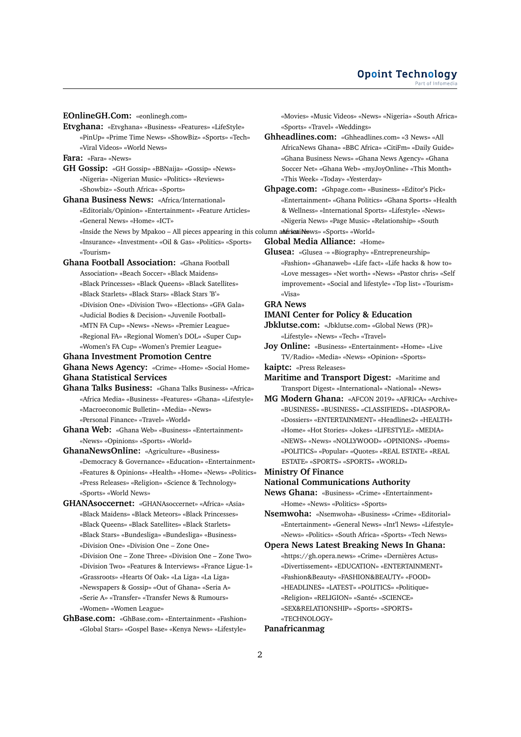**EOnlineGH.Com:** «eonlinegh.com»

**Etvghana:** «Etvghana» «Business» «Features» «LifeStyle» «PinUp» «Prime Time News» «ShowBiz» «Sports» «Tech» «Viral Videos» «World News»

**Fara:** «Fara» «News»

**GH Gossip:** «GH Gossip» «BBNaija» «Gossip» «News» «Nigeria» «Nigerian Music» «Politics» «Reviews» «Showbiz» «South Africa» «Sports»

**Ghana Business News:** «Africa/International» «Editorials/Opinion» «Entertainment» «Feature Articles» «General News» «Home» «ICT» «Inside the News by Mpakoo – All pieces appearing in this column are satire» «Insurance» «Investment» «Oil & Gas» «Politics» «Sports» «Tourism»

**Ghana Football Association:** «Ghana Football Association» «Beach Soccer» «Black Maidens» «Black Princesses» «Black Queens» «Black Satellites» «Black Starlets» «Black Stars» «Black Stars 'B'» «Division One» «Division Two» «Elections» «GFA Gala» «Judicial Bodies & Decision» «Juvenile Football» «MTN FA Cup» «News» «News» «Premier League» «Regional FA» «Regional Women's DOL» «Super Cup» «Women's FA Cup» «Women's Premier League»

**Ghana Investment Promotion Centre**

**Ghana News Agency:** «Crime» «Home» «Social Home»

**Ghana Statistical Services**

**Ghana Talks Business:** «Ghana Talks Business» «Africa» «Africa Media» «Business» «Features» «Ghana» «Lifestyle» «Macroeconomic Bulletin» «Media» «News» «Personal Finance» «Travel» «World»

**Ghana Web:** «Ghana Web» «Business» «Entertainment» «News» «Opinions» «Sports» «World»

**GhanaNewsOnline:** «Agriculture» «Business» «Democracy & Governance» «Education» «Entertainment» «Features & Opinions» «Health» «Home» «News» «Politics» «Press Releases» «Religion» «Science & Technology» «Sports» «World News»

**GHANAsoccernet:** «GHANAsoccernet» «Africa» «Asia» «Black Maidens» «Black Meteors» «Black Princesses» «Black Queens» «Black Satellites» «Black Starlets» «Black Stars» «Bundesliga» «Bundesliga» «Business» «Division One» «Division One – Zone One» «Division One – Zone Three» «Division One – Zone Two» «Division Two» «Features & Interviews» «France Ligue-1» «Grassroots» «Hearts Of Oak» «La Liga» «La Liga» «Newspapers & Gossip» «Out of Ghana» «Seria A» «Serie A» «Transfer» «Transfer News & Rumours» «Women» «Women League»

**GhBase.com:** «GhBase.com» «Entertainment» «Fashion» «Global Stars» «Gospel Base» «Kenya News» «Lifestyle» «Movies» «Music Videos» «News» «Nigeria» «South Africa» «Sports» «Travel» «Weddings»

**Ghheadlines.com:** «Ghheadlines.com» «3 News» «All AfricaNews Ghana» «BBC Africa» «CitiFm» «Daily Guide» «Ghana Business News» «Ghana News Agency» «Ghana Soccer Net» «Ghana Web» «myJoyOnline» «This Month» «This Week» «Today» «Yesterday»

**Ghpage.com:** «Ghpage.com» «Business» «Editor's Pick» «Entertainment» «Ghana Politics» «Ghana Sports» «Health & Wellness» «International Sports» «Lifestyle» «News» «Nigeria News» «Page Music» «Relationship» «South Africa News» «Sports» «World»

**Global Media Alliance:** «Home»

**Glusea:** «Glusea -» «Biography» «Entrepreneurship» «Fashion» «Ghanaweb» «Life fact» «Life hacks & how to» «Love messages» «Net worth» «News» «Pastor chris» «Self improvement» «Social and lifestyle» «Top list» «Tourism» «Visa»

**GRA News**

**IMANI Center for Policy & Education**

**Jbklutse.com:** «Jbklutse.com» «Global News (PR)» «Lifestyle» «News» «Tech» «Travel»

**Joy Online:** «Business» «Entertainment» «Home» «Live TV/Radio» «Media» «News» «Opinion» «Sports»

**kaiptc:** «Press Releases»

**Maritime and Transport Digest:** «Maritime and Transport Digest» «International» «National» «News»

**MG Modern Ghana:** «AFCON 2019» «AFRICA» «Archive» «BUSINESS» «BUSINESS» «CLASSIFIEDS» «DIASPORA» «Dossiers» «ENTERTAINMENT» «Headlines2» «HEALTH» «Home» «Hot Stories» «Jokes» «LIFESTYLE» «MEDIA» «NEWS» «News» «NOLLYWOOD» «OPINIONS» «Poems» «POLITICS» «Popular» «Quotes» «REAL ESTATE» «REAL ESTATE» «SPORTS» «SPORTS» «WORLD»

**Ministry Of Finance**

**National Communications Authority**

**News Ghana:** «Business» «Crime» «Entertainment» «Home» «News» «Politics» «Sports»

**Nsemwoha:** «Nsemwoha» «Business» «Crime» «Editorial» «Entertainment» «General News» «Int'l News» «Lifestyle» «News» «Politics» «South Africa» «Sports» «Tech News»

**Opera News Latest Breaking News In Ghana:** «https://gh.opera.news» «Crime» «Dernières Actus» «Divertissement» «EDUCATION» «ENTERTAINMENT» «Fashion&Beauty» «FASHION&BEAUTY» «FOOD» «HEADLINES» «LATEST» «POLITICS» «Politique» «Religion» «RELIGION» «Santé» «SCIENCE» «SEX&RELATIONSHIP» «Sports» «SPORTS» «TECHNOLOGY»

**Panafricanmag**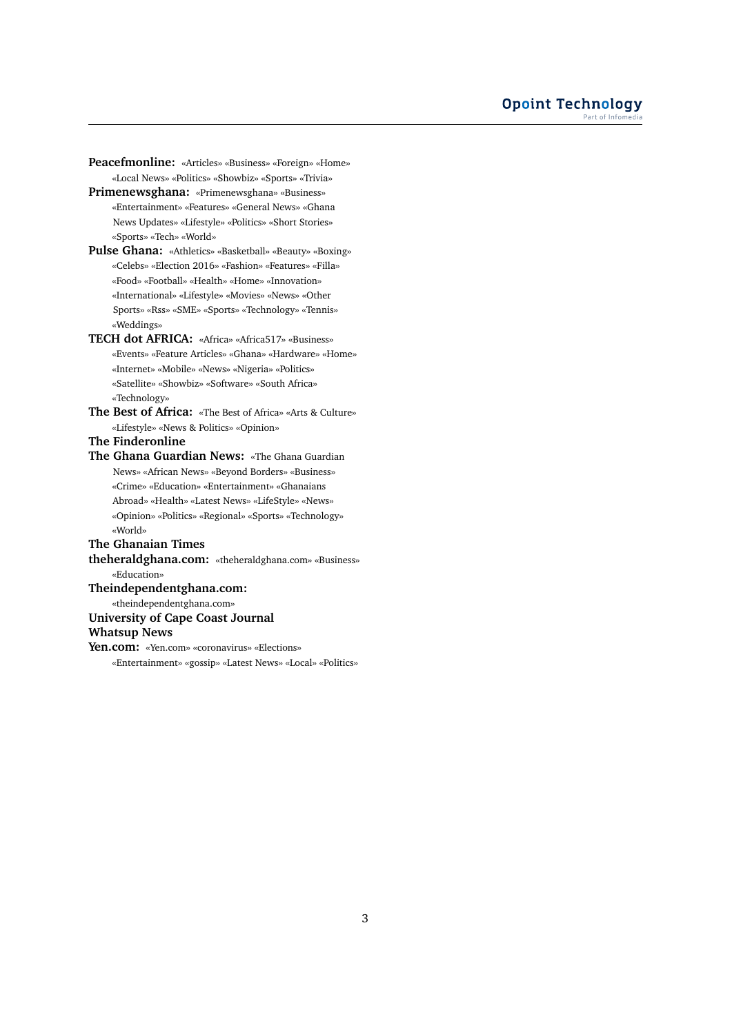**Peacefmonline:** «Articles» «Business» «Foreign» «Home» «Local News» «Politics» «Showbiz» «Sports» «Trivia»

**Primenewsghana:** «Primenewsghana» «Business» «Entertainment» «Features» «General News» «Ghana News Updates» «Lifestyle» «Politics» «Short Stories» «Sports» «Tech» «World»

**Pulse Ghana:** «Athletics» «Basketball» «Beauty» «Boxing» «Celebs» «Election 2016» «Fashion» «Features» «Filla» «Food» «Football» «Health» «Home» «Innovation» «International» «Lifestyle» «Movies» «News» «Other Sports» «Rss» «SME» «Sports» «Technology» «Tennis» «Weddings»

**TECH dot AFRICA:** «Africa» «Africa517» «Business» «Events» «Feature Articles» «Ghana» «Hardware» «Home» «Internet» «Mobile» «News» «Nigeria» «Politics» «Satellite» «Showbiz» «Software» «South Africa» «Technology»

**The Best of Africa:** «The Best of Africa» «Arts & Culture» «Lifestyle» «News & Politics» «Opinion»

**The Finderonline**

**The Ghana Guardian News:** «The Ghana Guardian News» «African News» «Beyond Borders» «Business» «Crime» «Education» «Entertainment» «Ghanaians Abroad» «Health» «Latest News» «LifeStyle» «News» «Opinion» «Politics» «Regional» «Sports» «Technology» «World»

**The Ghanaian Times**

**theheraldghana.com:** «theheraldghana.com» «Business» «Education»

**Theindependentghana.com:** «theindependentghana.com»

**University of Cape Coast Journal**

**Whatsup News**

**Yen.com:** «Yen.com» «coronavirus» «Elections» «Entertainment» «gossip» «Latest News» «Local» «Politics»